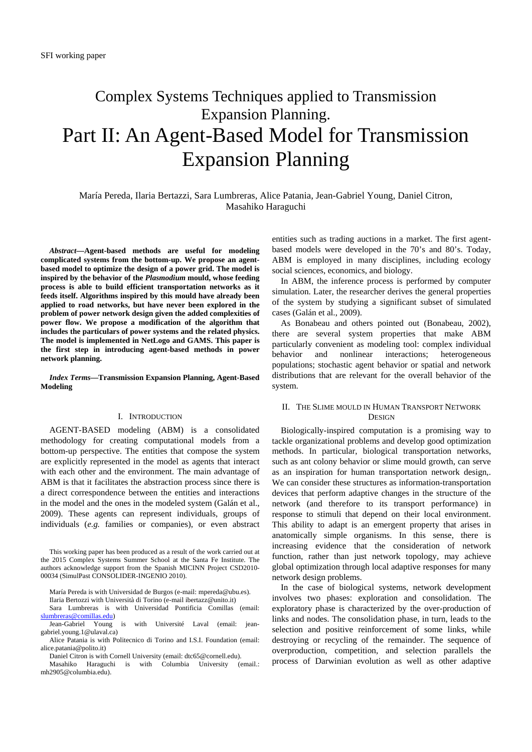SFI working paper

# Complex Systems Techniques applied to Transmission Expansion Planning. Part II: An Agent-Based Model for Transmission Expansion Planning

María Pereda, Ilaria Bertazzi, Sara Lumbreras, Alice Patania, Jean-Gabriel Young, Daniel Citron, Masahiko Haraguchi

***Abstract*—Agent-based methods are useful for modeling complicated systems from the bottom-up. We propose an agent-based model to optimize the design of a power grid. The model is inspired by the behavior of the *Plasmodium* mould, whose feeding process is able to build efficient transportation networks as it feeds itself. Algorithms inspired by this mould have already been applied to road networks, but have never been explored in the problem of power network design given the added complexities of power flow. We propose a modification of the algorithm that includes the particulars of power systems and the related physics. The model is implemented in NetLogo and GAMS. This paper is the first step in introducing agent-based methods in power network planning.**

***Index Terms*—Transmission Expansion Planning, Agent-Based Modeling**

## I. Introduction

AGENT-BASED modeling (ABM) is a consolidated methodology for creating computational models from a bottom-up perspective. The entities that compose the system are explicitly represented in the model as agents that interact with each other and the environment. The main advantage of ABM is that it facilitates the abstraction process since there is a direct correspondence between the entities and interactions in the model and the ones in the modeled system (Galán et al., 2009). These agents can represent individuals, groups of individuals (*e.g.* families or companies), or even abstract entities such as trading auctions in a market. The first agent-based models were developed in the 70's and 80's. Today, ABM is employed in many disciplines, including ecology social sciences, economics, and biology.

In ABM, the inference process is performed by computer simulation. Later, the researcher derives the general properties of the system by studying a significant subset of simulated cases (Galán et al., 2009).

As Bonabeau and others pointed out (Bonabeau, 2002), there are several system properties that make ABM particularly convenient as modeling tool: complex individual behavior and nonlinear interactions; heterogeneous populations; stochastic agent behavior or spatial and network distributions that are relevant for the overall behavior of the system.

## II. The Slime mould in Human Transport Network Design

Biologically-inspired computation is a promising way to tackle organizational problems and develop good optimization methods. In particular, biological transportation networks, such as ant colony behavior or slime mould growth, can serve as an inspiration for human transportation network design,. We can consider these structures as information-transportation devices that perform adaptive changes in the structure of the network (and therefore to its transport performance) in response to stimuli that depend on their local environment. This ability to adapt is an emergent property that arises in anatomically simple organisms. In this sense, there is increasing evidence that the consideration of network function, rather than just network topology, may achieve global optimization through local adaptive responses for many network design problems.

In the case of biological systems, network development involves two phases: exploration and consolidation. The exploratory phase is characterized by the over-production of links and nodes. The consolidation phase, in turn, leads to the selection and positive reinforcement of some links, while destroying or recycling of the remainder. The sequence of overproduction, competition, and selection parallels the process of Darwinian evolution as well as other adaptive

This working paper has been produced as a result of the work carried out at the 2015 Complex Systems Summer School at the Santa Fe Institute. The authors acknowledge support from the Spanish MICINN Project CSD2010-00034 (SimulPast CONSOLIDER-INGENIO 2010).

María Pereda is with Universidad de Burgos (e-mail: mpereda@ubu.es).

Ilaria Bertozzi with Università di Torino (e-mail ibertazz@unito.it)

Sara Lumbreras is with Universidad Pontificia Comillas (email: slumbreras@comillas.edu)

Jean-Gabriel Young is with Université Laval (email: jean-gabriel.young.1@ulaval.ca)

Alice Patania is with Politecnico di Torino and I.S.I. Foundation (email: alice.patania@polito.it)

Daniel Citron is with Cornell University (email: dtc65@cornell.edu).

Masahiko Haraguchi is with Columbia University (email.: mh2905@columbia.edu).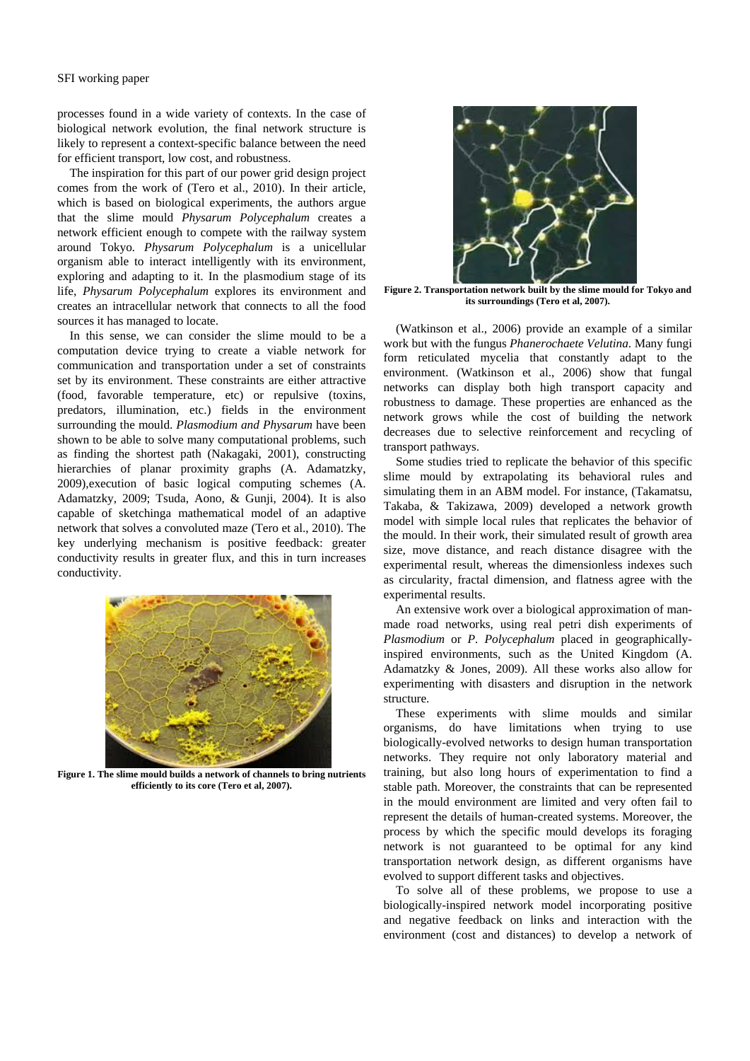processes found in a wide variety of contexts. In the case of biological network evolution, the final network structure is likely to represent a context-specific balance between the need for efficient transport, low cost, and robustness.

The inspiration for this part of our power grid design project comes from the work of (Tero et al., 2010). In their article, which is based on biological experiments, the authors argue that the slime mould *Physarum Polycephalum* creates a network efficient enough to compete with the railway system around Tokyo. *Physarum Polycephalum* is a unicellular organism able to interact intelligently with its environment, exploring and adapting to it. In the plasmodium stage of its life, *Physarum Polycephalum* explores its environment and creates an intracellular network that connects to all the food sources it has managed to locate.

In this sense, we can consider the slime mould to be a computation device trying to create a viable network for communication and transportation under a set of constraints set by its environment. These constraints are either attractive (food, favorable temperature, etc) or repulsive (toxins, predators, illumination, etc.) fields in the environment surrounding the mould. *Plasmodium and Physarum* have been shown to be able to solve many computational problems, such as finding the shortest path (Nakagaki, 2001), constructing hierarchies of planar proximity graphs (A. Adamatzky, 2009),execution of basic logical computing schemes (A. Adamatzky, 2009; Tsuda, Aono, & Gunji, 2004). It is also capable of sketchinga mathematical model of an adaptive network that solves a convoluted maze (Tero et al., 2010). The key underlying mechanism is positive feedback: greater conductivity results in greater flux, and this in turn increases conductivity.

**Figure 1. The slime mould builds a network of channels to bring nutrients efficiently to its core (Tero et al, 2007).**

**Figure 2. Transportation network built by the slime mould for Tokyo and its surroundings (Tero et al, 2007).**

(Watkinson et al., 2006) provide an example of a similar work but with the fungus *Phanerochaete Velutina*. Many fungi form reticulated mycelia that constantly adapt to the environment. (Watkinson et al., 2006) show that fungal networks can display both high transport capacity and robustness to damage. These properties are enhanced as the network grows while the cost of building the network decreases due to selective reinforcement and recycling of transport pathways.

Some studies tried to replicate the behavior of this specific slime mould by extrapolating its behavioral rules and simulating them in an ABM model. For instance, (Takamatsu, Takaba, & Takizawa, 2009) developed a network growth model with simple local rules that replicates the behavior of the mould. In their work, their simulated result of growth area size, move distance, and reach distance disagree with the experimental result, whereas the dimensionless indexes such as circularity, fractal dimension, and flatness agree with the experimental results.

An extensive work over a biological approximation of man-made road networks, using real petri dish experiments of *Plasmodium* or *P. Polycephalum* placed in geographically-inspired environments, such as the United Kingdom (A. Adamatzky & Jones, 2009). All these works also allow for experimenting with disasters and disruption in the network structure.

These experiments with slime moulds and similar organisms, do have limitations when trying to use biologically-evolved networks to design human transportation networks. They require not only laboratory material and training, but also long hours of experimentation to find a stable path. Moreover, the constraints that can be represented in the mould environment are limited and very often fail to represent the details of human-created systems. Moreover, the process by which the specific mould develops its foraging network is not guaranteed to be optimal for any kind transportation network design, as different organisms have evolved to support different tasks and objectives.

To solve all of these problems, we propose to use a biologically-inspired network model incorporating positive and negative feedback on links and interaction with the environment (cost and distances) to develop a network of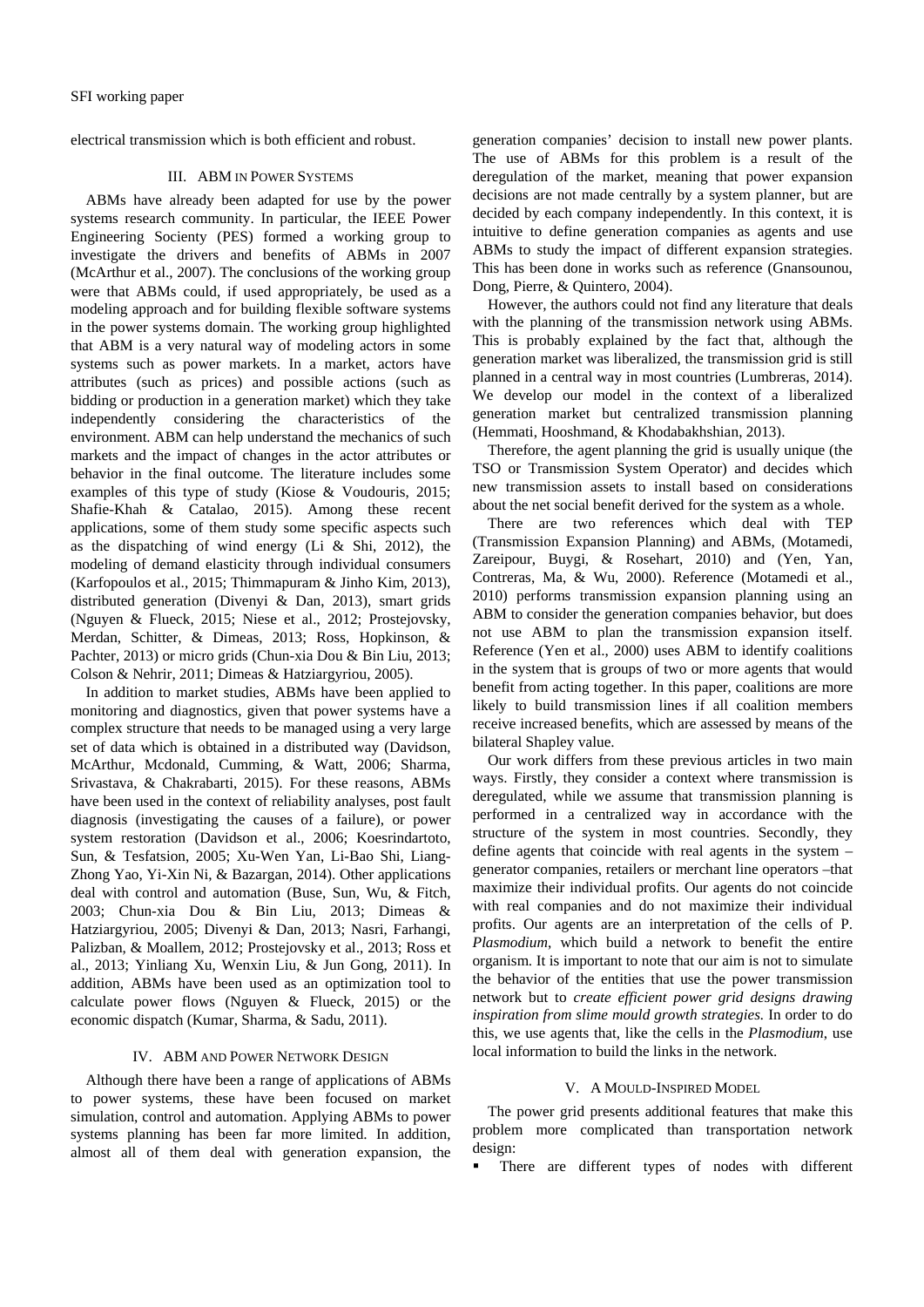electrical transmission which is both efficient and robust.

## III. ABM in Power Systems

ABMs have already been adapted for use by the power systems research community. In particular, the IEEE Power Engineering Society (PES) formed a working group to investigate the drivers and benefits of ABMs in 2007 (McArthur et al., 2007). The conclusions of the working group were that ABMs could, if used appropriately, be used as a modeling approach and for building flexible software systems in the power systems domain. The working group highlighted that ABM is a very natural way of modeling actors in some systems such as power markets. In a market, actors have attributes (such as prices) and possible actions (such as bidding or production in a generation market) which they take independently considering the characteristics of the environment. ABM can help understand the mechanics of such markets and the impact of changes in the actor attributes or behavior in the final outcome. The literature includes some examples of this type of study (Kiose & Voudouris, 2015; Shafie-Khah & Catalao, 2015). Among these recent applications, some of them study some specific aspects such as the dispatching of wind energy (Li & Shi, 2012), the modeling of demand elasticity through individual consumers (Karfopoulos et al., 2015; Thimmapuram & Jinho Kim, 2013), distributed generation (Divenyi & Dan, 2013), smart grids (Nguyen & Flueck, 2015; Niese et al., 2012; Prostejovsky, Merdan, Schitter, & Dimeas, 2013; Ross, Hopkinson, & Pachter, 2013) or micro grids (Chun-xia Dou & Bin Liu, 2013; Colson & Nehrir, 2011; Dimeas & Hatziargyriou, 2005).

In addition to market studies, ABMs have been applied to monitoring and diagnostics, given that power systems have a complex structure that needs to be managed using a very large set of data which is obtained in a distributed way (Davidson, McArthur, Mcdonald, Cumming, & Watt, 2006; Sharma, Srivastava, & Chakrabarti, 2015). For these reasons, ABMs have been used in the context of reliability analyses, post fault diagnosis (investigating the causes of a failure), or power system restoration (Davidson et al., 2006; Koesrindartoto, Sun, & Tesfatsion, 2005; Xu-Wen Yan, Li-Bao Shi, Liang-Zhong Yao, Yi-Xin Ni, & Bazargan, 2014). Other applications deal with control and automation (Buse, Sun, Wu, & Fitch, 2003; Chun-xia Dou & Bin Liu, 2013; Dimeas & Hatziargyriou, 2005; Divenyi & Dan, 2013; Nasri, Farhangi, Palizban, & Moallem, 2012; Prostejovsky et al., 2013; Ross et al., 2013; Yinliang Xu, Wenxin Liu, & Jun Gong, 2011). In addition, ABMs have been used as an optimization tool to calculate power flows (Nguyen & Flueck, 2015) or the economic dispatch (Kumar, Sharma, & Sadu, 2011).

## IV. ABM and Power Network Design

Although there have been a range of applications of ABMs to power systems, these have been focused on market simulation, control and automation. Applying ABMs to power systems planning has been far more limited. In addition, almost all of them deal with generation expansion, the generation companies' decision to install new power plants. The use of ABMs for this problem is a result of the deregulation of the market, meaning that power expansion decisions are not made centrally by a system planner, but are decided by each company independently. In this context, it is intuitive to define generation companies as agents and use ABMs to study the impact of different expansion strategies. This has been done in works such as reference (Gnansounou, Dong, Pierre, & Quintero, 2004).

However, the authors could not find any literature that deals with the planning of the transmission network using ABMs. This is probably explained by the fact that, although the generation market was liberalized, the transmission grid is still planned in a central way in most countries (Lumbreras, 2014). We develop our model in the context of a liberalized generation market but centralized transmission planning (Hemmati, Hooshmand, & Khodabakhshian, 2013).

Therefore, the agent planning the grid is usually unique (the TSO or Transmission System Operator) and decides which new transmission assets to install based on considerations about the net social benefit derived for the system as a whole.

There are two references which deal with TEP (Transmission Expansion Planning) and ABMs, (Motamedi, Zareipour, Buygi, & Rosehart, 2010) and (Yen, Yan, Contreras, Ma, & Wu, 2000). Reference (Motamedi et al., 2010) performs transmission expansion planning using an ABM to consider the generation companies behavior, but does not use ABM to plan the transmission expansion itself. Reference (Yen et al., 2000) uses ABM to identify coalitions in the system that is groups of two or more agents that would benefit from acting together. In this paper, coalitions are more likely to build transmission lines if all coalition members receive increased benefits, which are assessed by means of the bilateral Shapley value.

Our work differs from these previous articles in two main ways. Firstly, they consider a context where transmission is deregulated, while we assume that transmission planning is performed in a centralized way in accordance with the structure of the system in most countries. Secondly, they define agents that coincide with real agents in the system – generator companies, retailers or merchant line operators –that maximize their individual profits. Our agents do not coincide with real companies and do not maximize their individual profits. Our agents are an interpretation of the cells of P. *Plasmodium*, which build a network to benefit the entire organism. It is important to note that our aim is not to simulate the behavior of the entities that use the power transmission network but to *create efficient power grid designs drawing inspiration from slime mould growth strategies.* In order to do this, we use agents that, like the cells in the *Plasmodium*, use local information to build the links in the network.

## V. A Mould-Inspired Model

The power grid presents additional features that make this problem more complicated than transportation network design:

- There are different types of nodes with different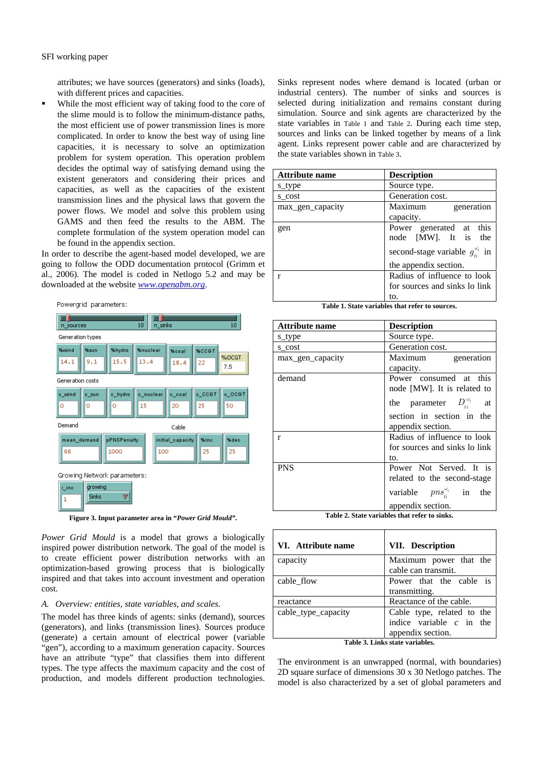attributes; we have sources (generators) and sinks (loads), with different prices and capacities.

- While the most efficient way of taking food to the core of the slime mould is to follow the minimum-distance paths, the most efficient use of power transmission lines is more complicated. In order to know the best way of using line capacities, it is necessary to solve an optimization problem for system operation. This operation problem decides the optimal way of satisfying demand using the existent generators and considering their prices and capacities, as well as the capacities of the existent transmission lines and the physical laws that govern the power flows. We model and solve this problem using GAMS and then feed the results to the ABM. The complete formulation of the system operation model can be found in the appendix section.

In order to describe the agent-based model developed, we are going to follow the ODD documentation protocol (Grimm et al., 2006). The model is coded in Netlogo 5.2 and may be downloaded at the website [www.openabm.org](http://www.openabm.org).

Powergrid parameters:

| n_sources | n_sinks |
|---|---|
| 10 | 10 |

Generation types

| %wind | %sun | %hydro | %nuclear | %coal | %CCGT | %OCGT |
|---|---|---|---|---|---|---|
| 14.1 | 9.1 | 15.5 | 13.4 | 18.4 | 22 | 7.5 |

Generation costs

| c_wind | c_sun | c_hydro | c_nuclear | c_coal | c_CCGT | c_OCGT |
|---|---|---|---|---|---|---|
| 0 | 0 | 0 | 15 | 20 | 25 | 50 |

Demand / Cable

| mean_demand | pPNSPenalty | initial_capacity | %inc | %dec |
|---|---|---|---|---|
| 66 | 1000 | 100 | 25 | 25 |

Growing Network parameters:

| r_inc | growing |
|---|---|
| 1 | Sinks |

**Figure 3. Input parameter area in "*Power Grid Mould*".**

*Power Grid Mould* is a model that grows a biologically inspired power distribution network. The goal of the model is to create efficient power distribution networks with an optimization-based growing process that is biologically inspired and that takes into account investment and operation cost.

### A. Overview: entities, state variables, and scales.

The model has three kinds of agents: sinks (demand), sources (generators), and links (transmission lines). Sources produce (generate) a certain amount of electrical power (variable "gen"), according to a maximum generation capacity. Sources have an attribute "type" that classifies them into different types. The type affects the maximum capacity and the cost of production, and models different production technologies. Sinks represent nodes where demand is located (urban or industrial centers). The number of sinks and sources is selected during initialization and remains constant during simulation. Source and sink agents are characterized by the state variables in Table 1 and Table 2. During each time step, sources and links can be linked together by means of a link agent. Links represent power cable and are characterized by the state variables shown in Table 3.

| Attribute name | Description |
|---|---|
| s_type | Source type. |
| s_cost | Generation cost. |
| max_gen_capacity | Maximum generation capacity. |
| gen | Power generated at this node [MW]. It is the second-stage variable $g_{ti}^{\omega_i}$ in the appendix section. |
| r | Radius of influence to look for sources and sinks lo link to. |

**Table 1. State variables that refer to sources.**

| Attribute name | Description |
|---|---|
| s_type | Source type. |
| s_cost | Generation cost. |
| max_gen_capacity | Maximum generation capacity. |
| demand | Power consumed at this node [MW]. It is related to the parameter $D_{ti}^{\omega_i}$ at section in section in the appendix section. |
| r | Radius of influence to look for sources and sinks lo link to. |
| PNS | Power Not Served. It is related to the second-stage variable $pns_{ti}^{\omega_i}$ in the appendix section. |

**Table 2. State variables that refer to sinks.**

| VI. Attribute name | VII. Description |
|---|---|
| capacity | Maximum power that the cable can transmit. |
| cable_flow | Power that the cable is transmitting. |
| reactance | Reactance of the cable. |
| cable_type_capacity | Cable type, related to the indice variable $c$ in the appendix section. |

**Table 3. Links state variables.**

The environment is an unwrapped (normal, with boundaries) 2D square surface of dimensions 30 x 30 Netlogo patches. The model is also characterized by a set of global parameters and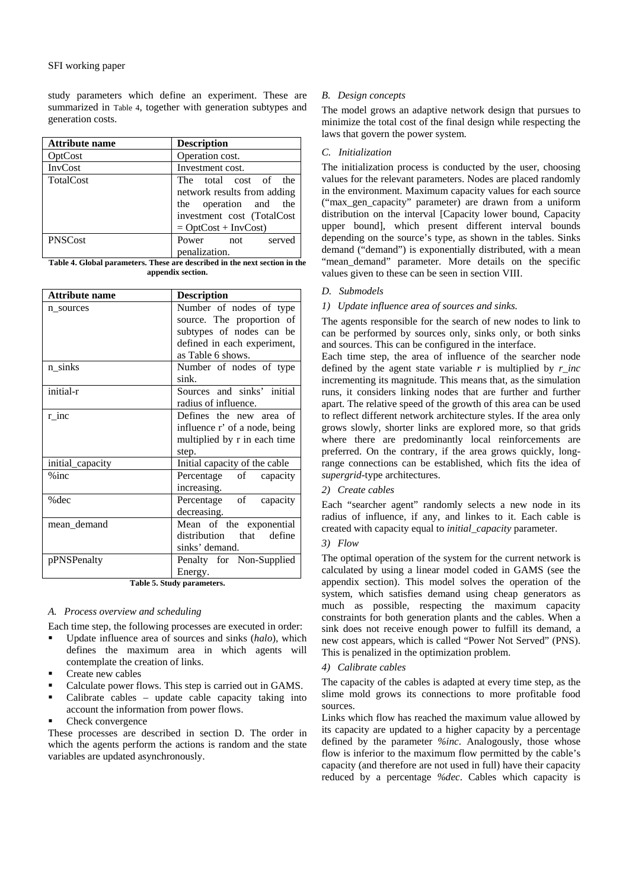study parameters which define an experiment. These are summarized in Table 4, together with generation subtypes and generation costs.

| Attribute name | Description |
|---|---|
| OptCost | Operation cost. |
| InvCost | Investment cost. |
| TotalCost | The total cost of the network results from adding the operation and the investment cost (TotalCost = OptCost + InvCost) |
| PNSCost | Power not served penalization. |

**Table 4. Global parameters. These are described in the next section in the appendix section.**

| Attribute name | Description |
|---|---|
| n_sources | Number of nodes of type source. The proportion of subtypes of nodes can be defined in each experiment, as Table 6 shows. |
| n_sinks | Number of nodes of type sink. |
| initial-r | Sources and sinks' initial radius of influence. |
| r_inc | Defines the new area of influence r' of a node, being multiplied by r in each time step. |
| initial_capacity | Initial capacity of the cable |
| %inc | Percentage of capacity increasing. |
| %dec | Percentage of capacity decreasing. |
| mean_demand | Mean of the exponential distribution that define sinks' demand. |
| pPNSPenalty | Penalty for Non-Supplied Energy. |

**Table 5. Study parameters.**

### *A. Process overview and scheduling*

Each time step, the following processes are executed in order:

- Update influence area of sources and sinks (*halo*), which defines the maximum area in which agents will contemplate the creation of links.
- Create new cables
- Calculate power flows. This step is carried out in GAMS.
- Calibrate cables – update cable capacity taking into account the information from power flows.
- Check convergence

These processes are described in section D. The order in which the agents perform the actions is random and the state variables are updated asynchronously.

### *B. Design concepts*

The model grows an adaptive network design that pursues to minimize the total cost of the final design while respecting the laws that govern the power system.

### *C. Initialization*

The initialization process is conducted by the user, choosing values for the relevant parameters. Nodes are placed randomly in the environment. Maximum capacity values for each source ("max_gen_capacity" parameter) are drawn from a uniform distribution on the interval [Capacity lower bound, Capacity upper bound], which present different interval bounds depending on the source's type, as shown in the tables. Sinks demand ("demand") is exponentially distributed, with a mean "mean_demand" parameter. More details on the specific values given to these can be seen in section VIII.

### *D. Submodels*

#### *1) Update influence area of sources and sinks.*

The agents responsible for the search of new nodes to link to can be performed by sources only, sinks only, or both sinks and sources. This can be configured in the interface.

Each time step, the area of influence of the searcher node defined by the agent state variable *r* is multiplied by *r_inc* incrementing its magnitude. This means that, as the simulation runs, it considers linking nodes that are further and further apart. The relative speed of the growth of this area can be used to reflect different network architecture styles. If the area only grows slowly, shorter links are explored more, so that grids where there are predominantly local reinforcements are preferred. On the contrary, if the area grows quickly, long-range connections can be established, which fits the idea of *supergrid*-type architectures.

#### *2) Create cables*

Each "searcher agent" randomly selects a new node in its radius of influence, if any, and linkes to it. Each cable is created with capacity equal to *initial_capacity* parameter.

#### *3) Flow*

The optimal operation of the system for the current network is calculated by using a linear model coded in GAMS (see the appendix section). This model solves the operation of the system, which satisfies demand using cheap generators as much as possible, respecting the maximum capacity constraints for both generation plants and the cables. When a sink does not receive enough power to fulfill its demand, a new cost appears, which is called "Power Not Served" (PNS). This is penalized in the optimization problem.

#### *4) Calibrate cables*

The capacity of the cables is adapted at every time step, as the slime mold grows its connections to more profitable food sources.

Links which flow has reached the maximum value allowed by its capacity are updated to a higher capacity by a percentage defined by the parameter *%inc*. Analogously, those whose flow is inferior to the maximum flow permitted by the cable's capacity (and therefore are not used in full) have their capacity reduced by a percentage *%dec*. Cables which capacity is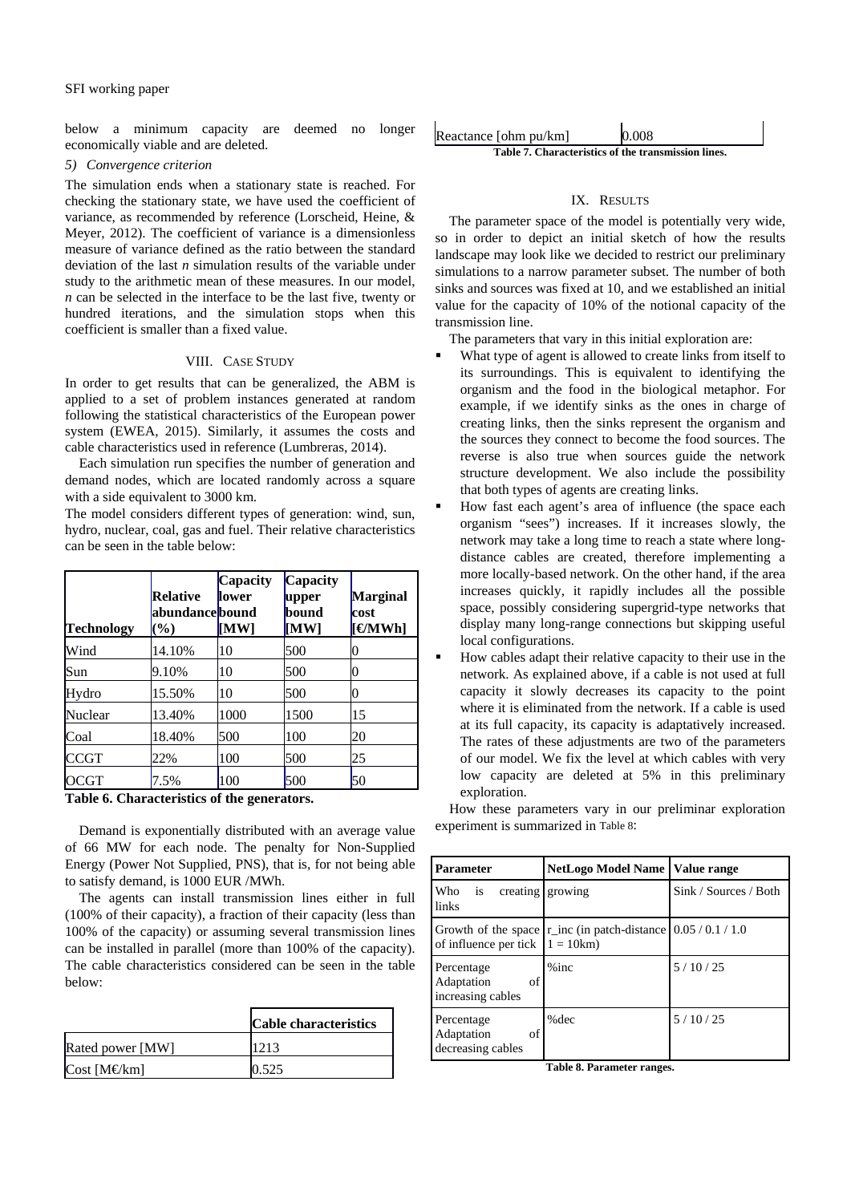below a minimum capacity are deemed no longer economically viable and are deleted.

*5) Convergence criterion*

The simulation ends when a stationary state is reached. For checking the stationary state, we have used the coefficient of variance, as recommended by reference (Lorscheid, Heine, & Meyer, 2012). The coefficient of variance is a dimensionless measure of variance defined as the ratio between the standard deviation of the last *n* simulation results of the variable under study to the arithmetic mean of these measures. In our model, *n* can be selected in the interface to be the last five, twenty or hundred iterations, and the simulation stops when this coefficient is smaller than a fixed value.

## VIII. Case Study

In order to get results that can be generalized, the ABM is applied to a set of problem instances generated at random following the statistical characteristics of the European power system (EWEA, 2015). Similarly, it assumes the costs and cable characteristics used in reference (Lumbreras, 2014).

Each simulation run specifies the number of generation and demand nodes, which are located randomly across a square with a side equivalent to 3000 km.

The model considers different types of generation: wind, sun, hydro, nuclear, coal, gas and fuel. Their relative characteristics can be seen in the table below:

| Technology | Relative abundance (%) | Capacity lower bound [MW] | Capacity upper bound [MW] | Marginal cost [€/MWh] |
|---|---|---|---|---|
| Wind | 14.10% | 10 | 500 | 0 |
| Sun | 9.10% | 10 | 500 | 0 |
| Hydro | 15.50% | 10 | 500 | 0 |
| Nuclear | 13.40% | 1000 | 1500 | 15 |
| Coal | 18.40% | 500 | 100 | 20 |
| CCGT | 22% | 100 | 500 | 25 |
| OCGT | 7.5% | 100 | 500 | 50 |

**Table 6. Characteristics of the generators.**

Demand is exponentially distributed with an average value of 66 MW for each node. The penalty for Non-Supplied Energy (Power Not Supplied, PNS), that is, for not being able to satisfy demand, is 1000 EUR /MWh.

The agents can install transmission lines either in full (100% of their capacity), a fraction of their capacity (less than 100% of the capacity) or assuming several transmission lines can be installed in parallel (more than 100% of the capacity). The cable characteristics considered can be seen in the table below:

| | Cable characteristics |
|---|---|
| Rated power [MW] | 1213 |
| Cost [M€/km] | 0.525 |
| Reactance [ohm pu/km] | 0.008 |

**Table 7. Characteristics of the transmission lines.**

## IX. Results

The parameter space of the model is potentially very wide, so in order to depict an initial sketch of how the results landscape may look like we decided to restrict our preliminary simulations to a narrow parameter subset. The number of both sinks and sources was fixed at 10, and we established an initial value for the capacity of 10% of the notional capacity of the transmission line.

The parameters that vary in this initial exploration are:

- What type of agent is allowed to create links from itself to its surroundings. This is equivalent to identifying the organism and the food in the biological metaphor. For example, if we identify sinks as the ones in charge of creating links, then the sinks represent the organism and the sources they connect to become the food sources. The reverse is also true when sources guide the network structure development. We also include the possibility that both types of agents are creating links.
- How fast each agent's area of influence (the space each organism "sees") increases. If it increases slowly, the network may take a long time to reach a state where long-distance cables are created, therefore implementing a more locally-based network. On the other hand, if the area increases quickly, it rapidly includes all the possible space, possibly considering supergrid-type networks that display many long-range connections but skipping useful local configurations.
- How cables adapt their relative capacity to their use in the network. As explained above, if a cable is not used at full capacity it slowly decreases its capacity to the point where it is eliminated from the network. If a cable is used at its full capacity, its capacity is adaptatively increased. The rates of these adjustments are two of the parameters of our model. We fix the level at which cables with very low capacity are deleted at 5% in this preliminary exploration.

How these parameters vary in our preliminar exploration experiment is summarized in Table 8:

| Parameter | NetLogo Model Name | Value range |
|---|---|---|
| Who is creating links | growing | Sink / Sources / Both |
| Growth of the space of influence per tick | r_inc (in patch-distance 1 = 10km) | 0.05 / 0.1 / 1.0 |
| Percentage Adaptation of increasing cables | %inc | 5 / 10 / 25 |
| Percentage Adaptation of decreasing cables | %dec | 5 / 10 / 25 |

**Table 8. Parameter ranges.**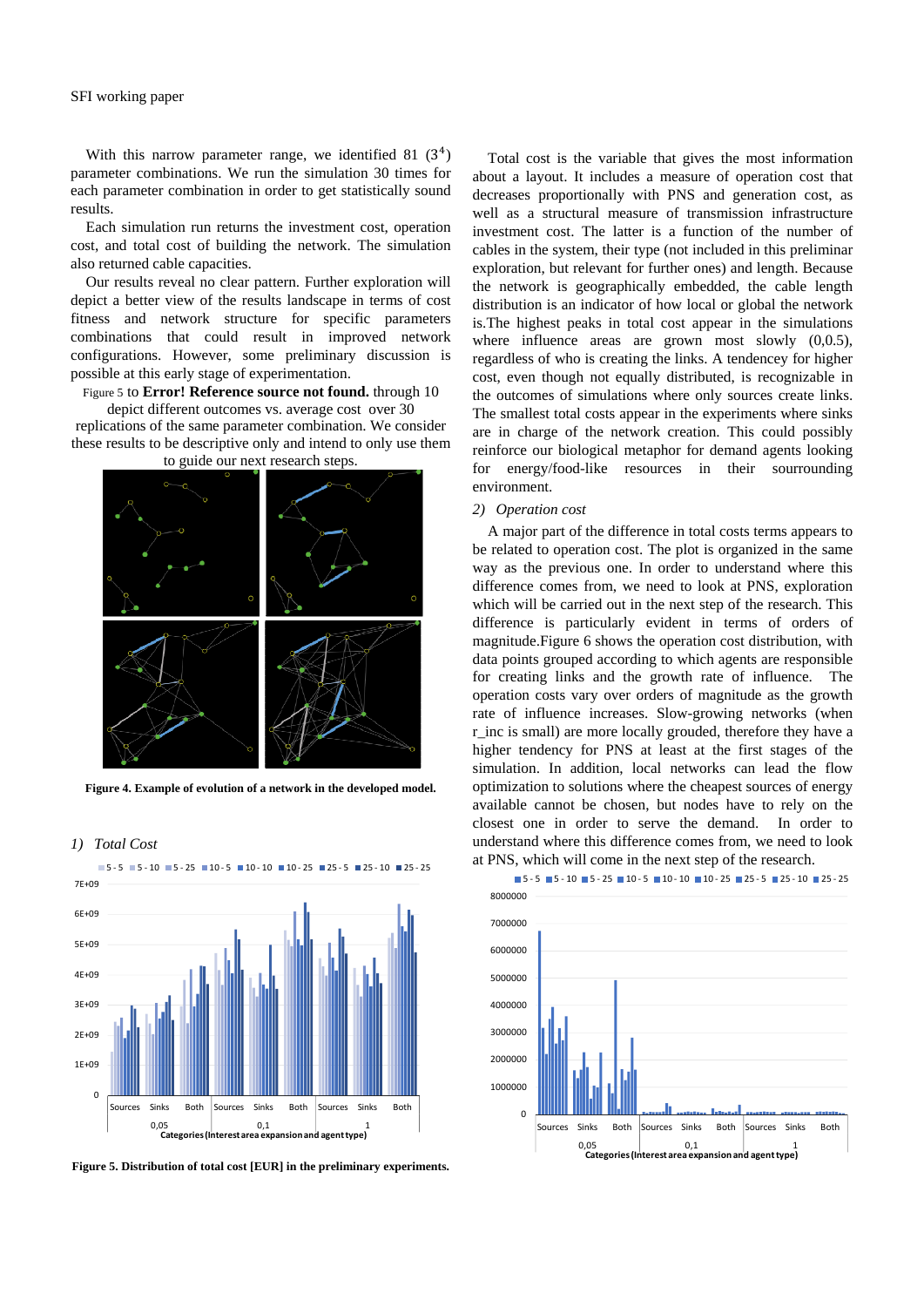With this narrow parameter range, we identified 81 ($3^4$) parameter combinations. We run the simulation 30 times for each parameter combination in order to get statistically sound results.

Each simulation run returns the investment cost, operation cost, and total cost of building the network. The simulation also returned cable capacities.

Our results reveal no clear pattern. Further exploration will depict a better view of the results landscape in terms of cost fitness and network structure for specific parameters combinations that could result in improved network configurations. However, some preliminary discussion is possible at this early stage of experimentation.

Figure 5 to **Error! Reference source not found.** through 10 depict different outcomes vs. average cost over 30 replications of the same parameter combination. We consider these results to be descriptive only and intend to only use them to guide our next research steps.

**Figure 4. Example of evolution of a network in the developed model.**

*1) Total Cost*

**Figure 5. Distribution of total cost [EUR] in the preliminary experiments.**

Total cost is the variable that gives the most information about a layout. It includes a measure of operation cost that decreases proportionally with PNS and generation cost, as well as a structural measure of transmission infrastructure investment cost. The latter is a function of the number of cables in the system, their type (not included in this preliminar exploration, but relevant for further ones) and length. Because the network is geographically embedded, the cable length distribution is an indicator of how local or global the network is.The highest peaks in total cost appear in the simulations where influence areas are grown most slowly (0,0.5), regardless of who is creating the links. A tendencey for higher cost, even though not equally distributed, is recognizable in the outcomes of simulations where only sources create links. The smallest total costs appear in the experiments where sinks are in charge of the network creation. This could possibly reinforce our biological metaphor for demand agents looking for energy/food-like resources in their sourrounding environment.

*2) Operation cost*

A major part of the difference in total costs terms appears to be related to operation cost. The plot is organized in the same way as the previous one. In order to understand where this difference comes from, we need to look at PNS, exploration which will be carried out in the next step of the research. This difference is particularly evident in terms of orders of magnitude.Figure 6 shows the operation cost distribution, with data points grouped according to which agents are responsible for creating links and the growth rate of influence. The operation costs vary over orders of magnitude as the growth rate of influence increases. Slow-growing networks (when r_inc is small) are more locally grouded, therefore they have a higher tendency for PNS at least at the first stages of the simulation. In addition, local networks can lead the flow optimization to solutions where the cheapest sources of energy available cannot be chosen, but nodes have to rely on the closest one in order to serve the demand. In order to understand where this difference comes from, we need to look at PNS, which will come in the next step of the research.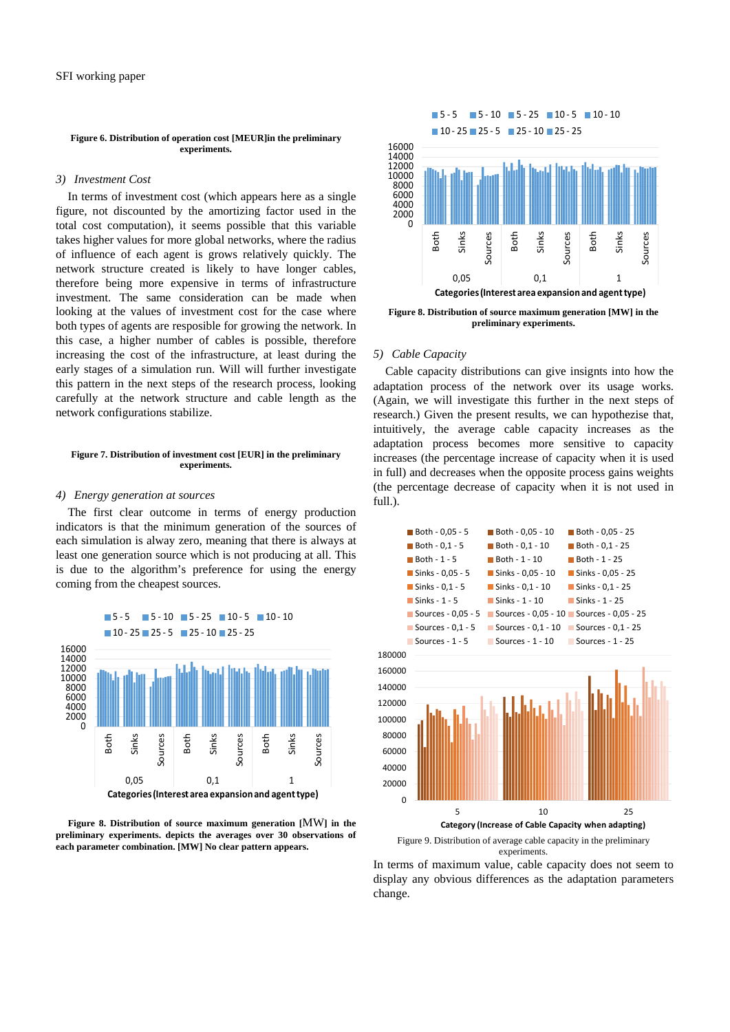**Figure 6. Distribution of operation cost [MEUR]in the preliminary experiments.**

### 3) *Investment Cost*

In terms of investment cost (which appears here as a single figure, not discounted by the amortizing factor used in the total cost computation), it seems possible that this variable takes higher values for more global networks, where the radius of influence of each agent is grows relatively quickly. The network structure created is likely to have longer cables, therefore being more expensive in terms of infrastructure investment. The same consideration can be made when looking at the values of investment cost for the case where both types of agents are resposible for growing the network. In this case, a higher number of cables is possible, therefore increasing the cost of the infrastructure, at least during the early stages of a simulation run. Will will further investigate this pattern in the next steps of the research process, looking carefully at the network structure and cable length as the network configurations stabilize.

**Figure 7. Distribution of investment cost [EUR] in the preliminary experiments.**

### 4) *Energy generation at sources*

The first clear outcome in terms of energy production indicators is that the minimum generation of the sources of each simulation is alway zero, meaning that there is always at least one generation source which is not producing at all. This is due to the algorithm's preference for using the energy coming from the cheapest sources.

**Figure 8. Distribution of source maximum generation [MW] in the preliminary experiments. depicts the averages over 30 observations of each parameter combination. [MW] No clear pattern appears.**

**Figure 8. Distribution of source maximum generation [MW] in the preliminary experiments.**

### 5) *Cable Capacity*

Cable capacity distributions can give insights into how the adaptation process of the network over its usage works. (Again, we will investigate this further in the next steps of research.) Given the present results, we can hypothesize that, intuitively, the average cable capacity increases as the adaptation process becomes more sensitive to capacity increases (the percentage increase of capacity when it is used in full) and decreases when the opposite process gains weights (the percentage decrease of capacity when it is not used in full.).

Figure 9. Distribution of average cable capacity in the preliminary experiments.

In terms of maximum value, cable capacity does not seem to display any obvious differences as the adaptation parameters change.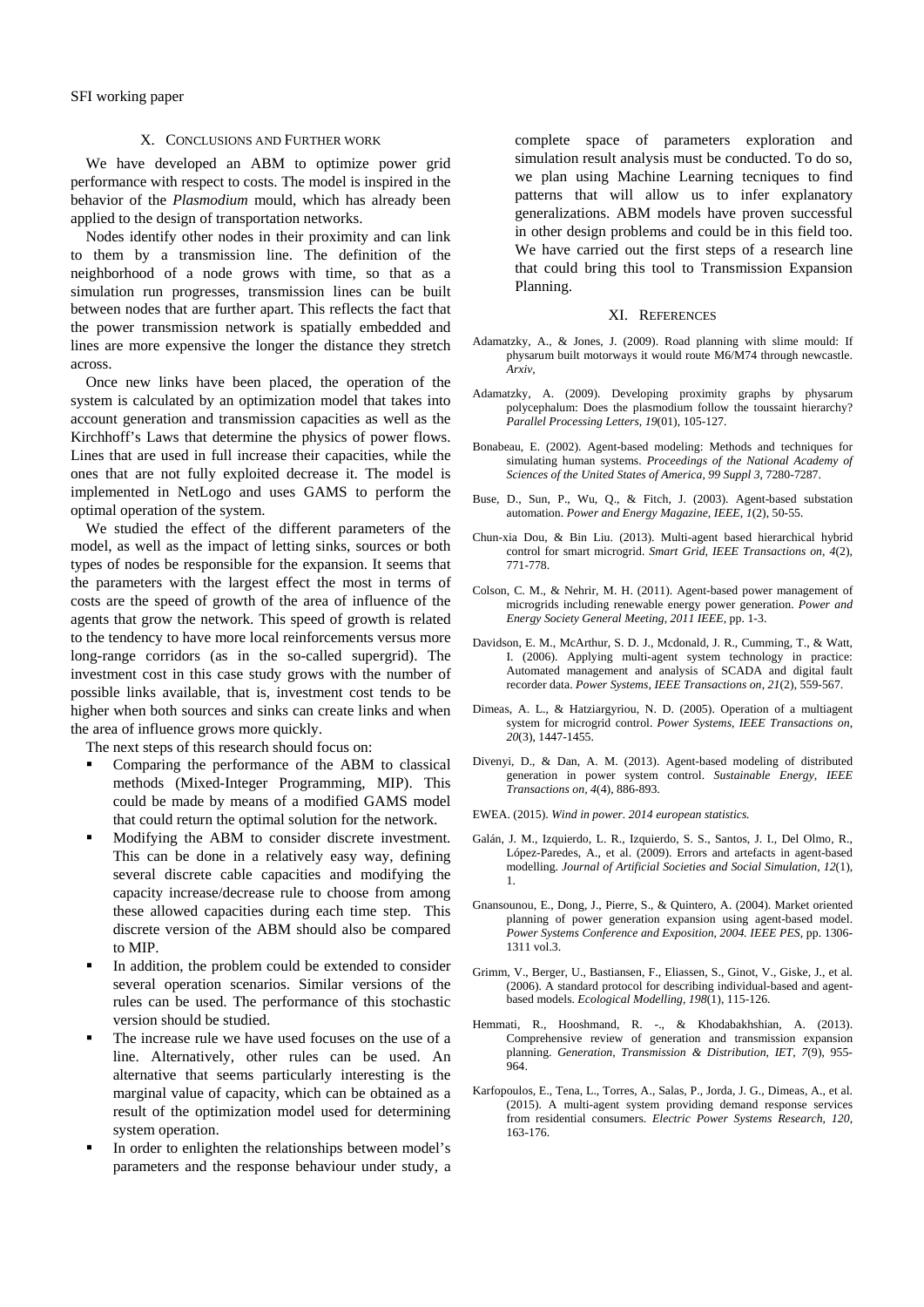## X. Conclusions and Further work

We have developed an ABM to optimize power grid performance with respect to costs. The model is inspired in the behavior of the *Plasmodium* mould, which has already been applied to the design of transportation networks.

Nodes identify other nodes in their proximity and can link to them by a transmission line. The definition of the neighborhood of a node grows with time, so that as a simulation run progresses, transmission lines can be built between nodes that are further apart. This reflects the fact that the power transmission network is spatially embedded and lines are more expensive the longer the distance they stretch across.

Once new links have been placed, the operation of the system is calculated by an optimization model that takes into account generation and transmission capacities as well as the Kirchhoff's Laws that determine the physics of power flows. Lines that are used in full increase their capacities, while the ones that are not fully exploited decrease it. The model is implemented in NetLogo and uses GAMS to perform the optimal operation of the system.

We studied the effect of the different parameters of the model, as well as the impact of letting sinks, sources or both types of nodes be responsible for the expansion. It seems that the parameters with the largest effect the most in terms of costs are the speed of growth of the area of influence of the agents that grow the network. This speed of growth is related to the tendency to have more local reinforcements versus more long-range corridors (as in the so-called supergrid). The investment cost in this case study grows with the number of possible links available, that is, investment cost tends to be higher when both sources and sinks can create links and when the area of influence grows more quickly.

The next steps of this research should focus on:

- Comparing the performance of the ABM to classical methods (Mixed-Integer Programming, MIP). This could be made by means of a modified GAMS model that could return the optimal solution for the network.
- Modifying the ABM to consider discrete investment. This can be done in a relatively easy way, defining several discrete cable capacities and modifying the capacity increase/decrease rule to choose from among these allowed capacities during each time step. This discrete version of the ABM should also be compared to MIP.
- In addition, the problem could be extended to consider several operation scenarios. Similar versions of the rules can be used. The performance of this stochastic version should be studied.
- The increase rule we have used focuses on the use of a line. Alternatively, other rules can be used. An alternative that seems particularly interesting is the marginal value of capacity, which can be obtained as a result of the optimization model used for determining system operation.
- In order to enlighten the relationships between model's parameters and the response behaviour under study, a complete space of parameters exploration and simulation result analysis must be conducted. To do so, we plan using Machine Learning tecniques to find patterns that will allow us to infer explanatory generalizations. ABM models have proven successful in other design problems and could be in this field too. We have carried out the first steps of a research line that could bring this tool to Transmission Expansion Planning.

## XI. References

Adamatzky, A., & Jones, J. (2009). Road planning with slime mould: If physarum built motorways it would route M6/M74 through newcastle. *Arxiv,*

Adamatzky, A. (2009). Developing proximity graphs by physarum polycephalum: Does the plasmodium follow the toussaint hierarchy? *Parallel Processing Letters, 19*(01), 105-127.

Bonabeau, E. (2002). Agent-based modeling: Methods and techniques for simulating human systems. *Proceedings of the National Academy of Sciences of the United States of America, 99 Suppl 3*, 7280-7287.

Buse, D., Sun, P., Wu, Q., & Fitch, J. (2003). Agent-based substation automation. *Power and Energy Magazine, IEEE, 1*(2), 50-55.

Chun-xia Dou, & Bin Liu. (2013). Multi-agent based hierarchical hybrid control for smart microgrid. *Smart Grid, IEEE Transactions on, 4*(2), 771-778.

Colson, C. M., & Nehrir, M. H. (2011). Agent-based power management of microgrids including renewable energy power generation. *Power and Energy Society General Meeting, 2011 IEEE,* pp. 1-3.

Davidson, E. M., McArthur, S. D. J., Mcdonald, J. R., Cumming, T., & Watt, I. (2006). Applying multi-agent system technology in practice: Automated management and analysis of SCADA and digital fault recorder data. *Power Systems, IEEE Transactions on, 21*(2), 559-567.

Dimeas, A. L., & Hatziargyriou, N. D. (2005). Operation of a multiagent system for microgrid control. *Power Systems, IEEE Transactions on, 20*(3), 1447-1455.

Divenyi, D., & Dan, A. M. (2013). Agent-based modeling of distributed generation in power system control. *Sustainable Energy, IEEE Transactions on, 4*(4), 886-893.

EWEA. (2015). *Wind in power. 2014 european statistics.*

Galán, J. M., Izquierdo, L. R., Izquierdo, S. S., Santos, J. I., Del Olmo, R., López-Paredes, A., et al. (2009). Errors and artefacts in agent-based modelling. *Journal of Artificial Societies and Social Simulation, 12*(1), 1.

Gnansounou, E., Dong, J., Pierre, S., & Quintero, A. (2004). Market oriented planning of power generation expansion using agent-based model. *Power Systems Conference and Exposition, 2004. IEEE PES,* pp. 1306-1311 vol.3.

Grimm, V., Berger, U., Bastiansen, F., Eliassen, S., Ginot, V., Giske, J., et al. (2006). A standard protocol for describing individual-based and agent-based models. *Ecological Modelling, 198*(1), 115-126.

Hemmati, R., Hooshmand, R. -., & Khodabakhshian, A. (2013). Comprehensive review of generation and transmission expansion planning. *Generation, Transmission & Distribution, IET, 7*(9), 955-964.

Karfopoulos, E., Tena, L., Torres, A., Salas, P., Jorda, J. G., Dimeas, A., et al. (2015). A multi-agent system providing demand response services from residential consumers. *Electric Power Systems Research, 120*, 163-176.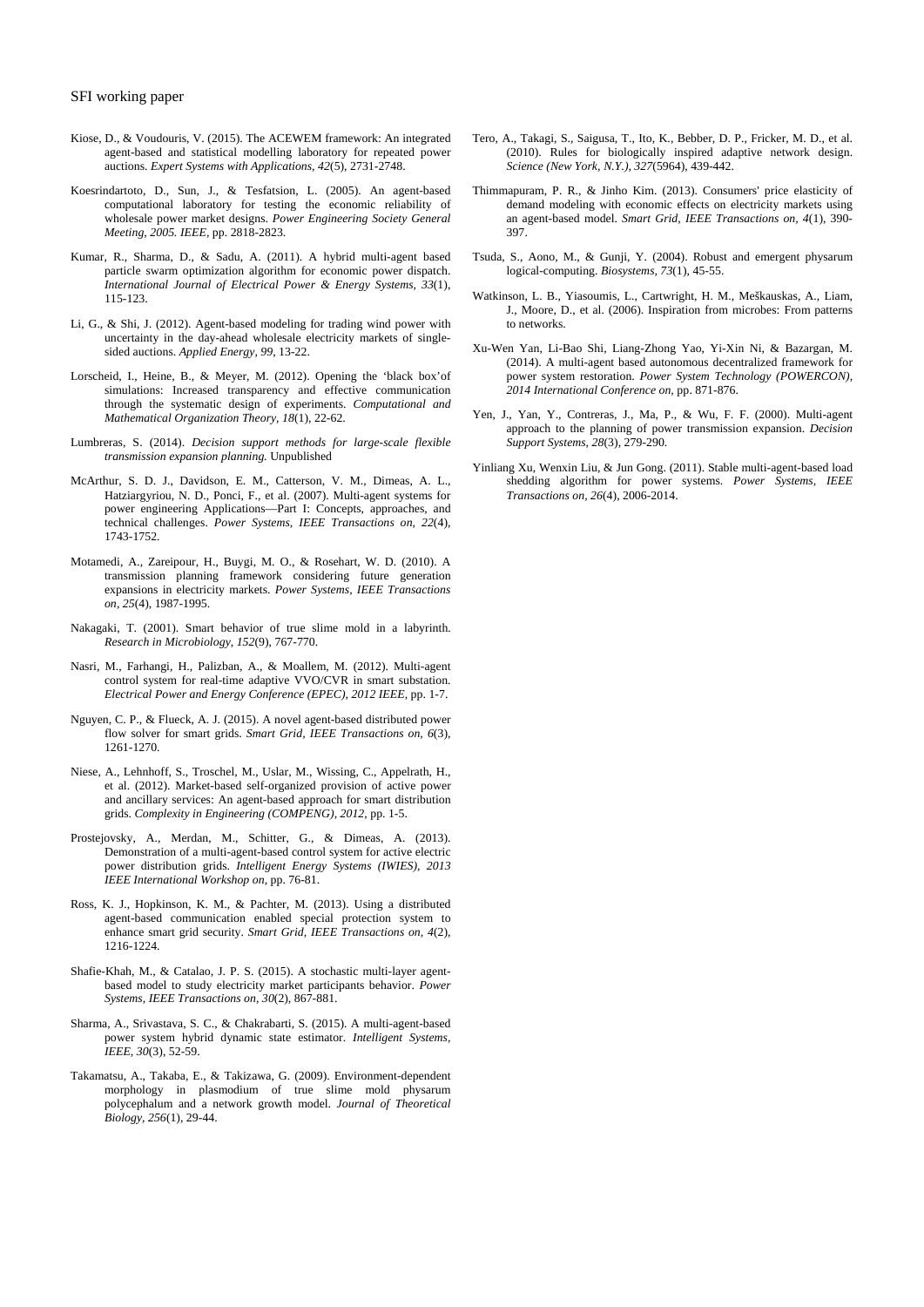Kiose, D., & Voudouris, V. (2015). The ACEWEM framework: An integrated agent-based and statistical modelling laboratory for repeated power auctions. *Expert Systems with Applications, 42*(5), 2731-2748.

Koesrindartoto, D., Sun, J., & Tesfatsion, L. (2005). An agent-based computational laboratory for testing the economic reliability of wholesale power market designs. *Power Engineering Society General Meeting, 2005. IEEE,* pp. 2818-2823.

Kumar, R., Sharma, D., & Sadu, A. (2011). A hybrid multi-agent based particle swarm optimization algorithm for economic power dispatch. *International Journal of Electrical Power & Energy Systems, 33*(1), 115-123.

Li, G., & Shi, J. (2012). Agent-based modeling for trading wind power with uncertainty in the day-ahead wholesale electricity markets of single-sided auctions. *Applied Energy, 99*, 13-22.

Lorscheid, I., Heine, B., & Meyer, M. (2012). Opening the 'black box'of simulations: Increased transparency and effective communication through the systematic design of experiments. *Computational and Mathematical Organization Theory, 18*(1), 22-62.

Lumbreras, S. (2014). *Decision support methods for large-scale flexible transmission expansion planning.* Unpublished

McArthur, S. D. J., Davidson, E. M., Catterson, V. M., Dimeas, A. L., Hatziargyriou, N. D., Ponci, F., et al. (2007). Multi-agent systems for power engineering Applications—Part I: Concepts, approaches, and technical challenges. *Power Systems, IEEE Transactions on, 22*(4), 1743-1752.

Motamedi, A., Zareipour, H., Buygi, M. O., & Rosehart, W. D. (2010). A transmission planning framework considering future generation expansions in electricity markets. *Power Systems, IEEE Transactions on, 25*(4), 1987-1995.

Nakagaki, T. (2001). Smart behavior of true slime mold in a labyrinth. *Research in Microbiology, 152*(9), 767-770.

Nasri, M., Farhangi, H., Palizban, A., & Moallem, M. (2012). Multi-agent control system for real-time adaptive VVO/CVR in smart substation. *Electrical Power and Energy Conference (EPEC), 2012 IEEE,* pp. 1-7.

Nguyen, C. P., & Flueck, A. J. (2015). A novel agent-based distributed power flow solver for smart grids. *Smart Grid, IEEE Transactions on, 6*(3), 1261-1270.

Niese, A., Lehnhoff, S., Troschel, M., Uslar, M., Wissing, C., Appelrath, H., et al. (2012). Market-based self-organized provision of active power and ancillary services: An agent-based approach for smart distribution grids. *Complexity in Engineering (COMPENG), 2012,* pp. 1-5.

Prostejovsky, A., Merdan, M., Schitter, G., & Dimeas, A. (2013). Demonstration of a multi-agent-based control system for active electric power distribution grids. *Intelligent Energy Systems (IWIES), 2013 IEEE International Workshop on,* pp. 76-81.

Ross, K. J., Hopkinson, K. M., & Pachter, M. (2013). Using a distributed agent-based communication enabled special protection system to enhance smart grid security. *Smart Grid, IEEE Transactions on, 4*(2), 1216-1224.

Shafie-Khah, M., & Catalao, J. P. S. (2015). A stochastic multi-layer agent-based model to study electricity market participants behavior. *Power Systems, IEEE Transactions on, 30*(2), 867-881.

Sharma, A., Srivastava, S. C., & Chakrabarti, S. (2015). A multi-agent-based power system hybrid dynamic state estimator. *Intelligent Systems, IEEE, 30*(3), 52-59.

Takamatsu, A., Takaba, E., & Takizawa, G. (2009). Environment-dependent morphology in plasmodium of true slime mold physarum polycephalum and a network growth model. *Journal of Theoretical Biology, 256*(1), 29-44.

Tero, A., Takagi, S., Saigusa, T., Ito, K., Bebber, D. P., Fricker, M. D., et al. (2010). Rules for biologically inspired adaptive network design. *Science (New York, N.Y.), 327*(5964), 439-442.

Thimmapuram, P. R., & Jinho Kim. (2013). Consumers' price elasticity of demand modeling with economic effects on electricity markets using an agent-based model. *Smart Grid, IEEE Transactions on, 4*(1), 390-397.

Tsuda, S., Aono, M., & Gunji, Y. (2004). Robust and emergent physarum logical-computing. *Biosystems, 73*(1), 45-55.

Watkinson, L. B., Yiasoumis, L., Cartwright, H. M., Meškauskas, A., Liam, J., Moore, D., et al. (2006). Inspiration from microbes: From patterns to networks.

Xu-Wen Yan, Li-Bao Shi, Liang-Zhong Yao, Yi-Xin Ni, & Bazargan, M. (2014). A multi-agent based autonomous decentralized framework for power system restoration. *Power System Technology (POWERCON), 2014 International Conference on,* pp. 871-876.

Yen, J., Yan, Y., Contreras, J., Ma, P., & Wu, F. F. (2000). Multi-agent approach to the planning of power transmission expansion. *Decision Support Systems, 28*(3), 279-290.

Yinliang Xu, Wenxin Liu, & Jun Gong. (2011). Stable multi-agent-based load shedding algorithm for power systems. *Power Systems, IEEE Transactions on, 26*(4), 2006-2014.